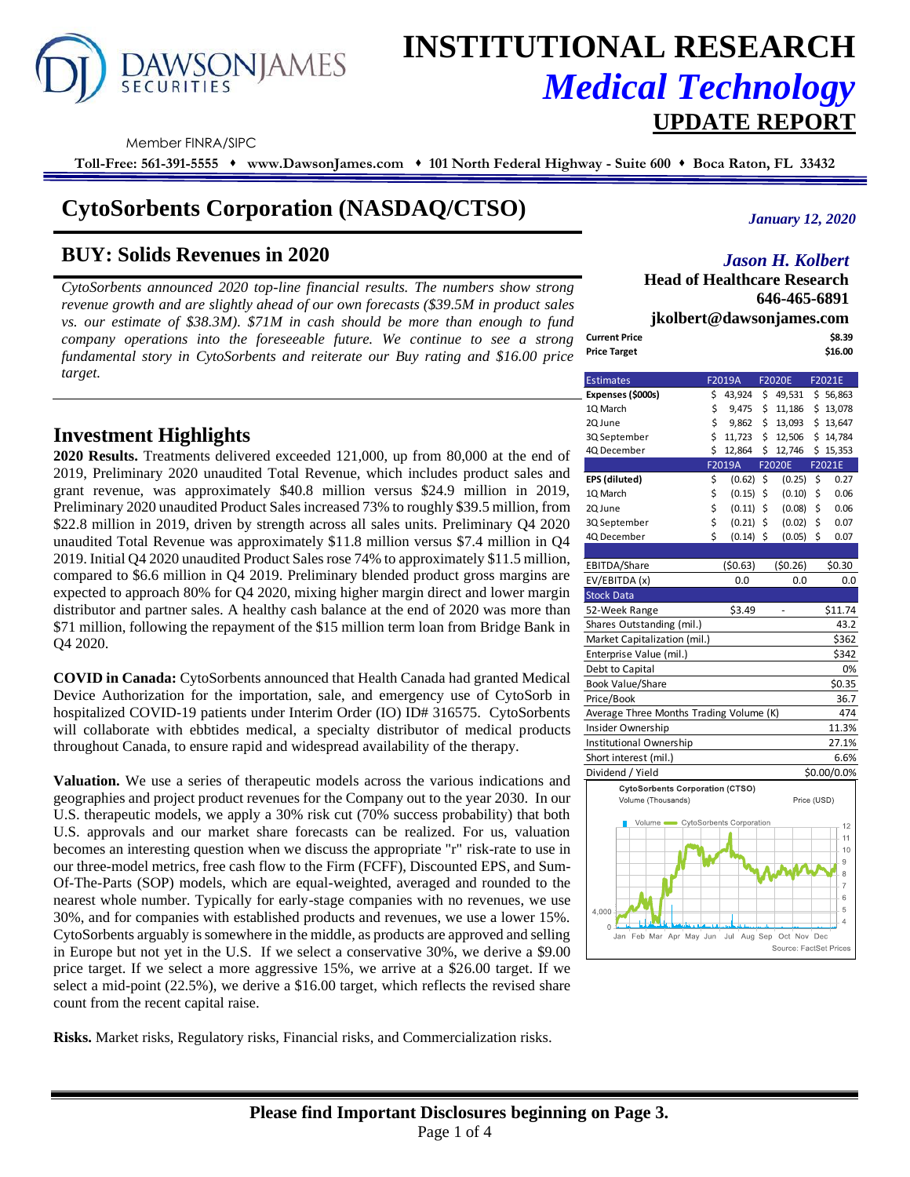# INSTITUTIONAL RESEARCH
## *Medical Technology*
## UPDATE REPORT

Member FINRA/SIPC

**Toll-Free: 561-391-5555 ♦ www.DawsonJames.com ♦ 101 North Federal Highway - Suite 600 ♦ Boca Raton, FL 33432**

# CytoSorbents Corporation (NASDAQ/CTSO)

*January 12, 2020*

## BUY: Solids Revenues in 2020

*CytoSorbents announced 2020 top-line financial results. The numbers show strong revenue growth and are slightly ahead of our own forecasts ($39.5M in product sales vs. our estimate of $38.3M). $71M in cash should be more than enough to fund company operations into the foreseeable future. We continue to see a strong fundamental story in CytoSorbents and reiterate our Buy rating and $16.00 price target.*

***Jason H. Kolbert***
**Head of Healthcare Research**
**646-465-6891**
**jkolbert@dawsonjames.com**

| | |
|---|---|
| **Current Price** | **$8.39** |
| **Price Target** | **$16.00** |

| Estimates | F2019A | F2020E | F2021E |
|---|---|---|---|
| **Expenses ($000s)** | $ 43,924 | $ 49,531 | $ 56,863 |
| 1Q March | $ 9,475 | $ 11,186 | $ 13,078 |
| 2Q June | $ 9,862 | $ 13,093 | $ 13,647 |
| 3Q September | $ 11,723 | $ 12,506 | $ 14,784 |
| 4Q December | $ 12,864 | $ 12,746 | $ 15,353 |
| | F2019A | F2020E | F2021E |
| **EPS (diluted)** | $ (0.62) | $ (0.25) | $ 0.27 |
| 1Q March | $ (0.15) | $ (0.10) | $ 0.06 |
| 2Q June | $ (0.11) | $ (0.08) | $ 0.06 |
| 3Q September | $ (0.21) | $ (0.02) | $ 0.07 |
| 4Q December | $ (0.14) | $ (0.05) | $ 0.07 |
| | | | |
| EBITDA/Share | ($0.63) | ($0.26) | $0.30 |
| EV/EBITDA (x) | 0.0 | 0.0 | 0.0 |

| Stock Data | | | |
|---|---|---|---|
| 52-Week Range | $3.49 | - | $11.74 |
| Shares Outstanding (mil.) | | | 43.2 |
| Market Capitalization (mil.) | | | $362 |
| Enterprise Value (mil.) | | | $342 |
| Debt to Capital | | | 0% |
| Book Value/Share | | | $0.35 |
| Price/Book | | | 36.7 |
| Average Three Months Trading Volume (K) | | | 474 |
| Insider Ownership | | | 11.3% |
| Institutional Ownership | | | 27.1% |
| Short interest (mil.) | | | 6.6% |
| Dividend / Yield | | | $0.00/0.0% |

CytoSorbents Corporation (CTSO)
Volume (Thousands) — Price (USD)
Source: FactSet Prices

## Investment Highlights

**2020 Results.** Treatments delivered exceeded 121,000, up from 80,000 at the end of 2019, Preliminary 2020 unaudited Total Revenue, which includes product sales and grant revenue, was approximately $40.8 million versus $24.9 million in 2019, Preliminary 2020 unaudited Product Sales increased 73% to roughly $39.5 million, from $22.8 million in 2019, driven by strength across all sales units. Preliminary Q4 2020 unaudited Total Revenue was approximately $11.8 million versus $7.4 million in Q4 2019. Initial Q4 2020 unaudited Product Sales rose 74% to approximately $11.5 million, compared to $6.6 million in Q4 2019. Preliminary blended product gross margins are expected to approach 80% for Q4 2020, mixing higher margin direct and lower margin distributor and partner sales. A healthy cash balance at the end of 2020 was more than $71 million, following the repayment of the $15 million term loan from Bridge Bank in Q4 2020.

**COVID in Canada:** CytoSorbents announced that Health Canada had granted Medical Device Authorization for the importation, sale, and emergency use of CytoSorb in hospitalized COVID-19 patients under Interim Order (IO) ID# 316575. CytoSorbents will collaborate with ebbtides medical, a specialty distributor of medical products throughout Canada, to ensure rapid and widespread availability of the therapy.

**Valuation.** We use a series of therapeutic models across the various indications and geographies and project product revenues for the Company out to the year 2030. In our U.S. therapeutic models, we apply a 30% risk cut (70% success probability) that both U.S. approvals and our market share forecasts can be realized. For us, valuation becomes an interesting question when we discuss the appropriate "r" risk-rate to use in our three-model metrics, free cash flow to the Firm (FCFF), Discounted EPS, and Sum-Of-The-Parts (SOP) models, which are equal-weighted, averaged and rounded to the nearest whole number. Typically for early-stage companies with no revenues, we use 30%, and for companies with established products and revenues, we use a lower 15%. CytoSorbents arguably is somewhere in the middle, as products are approved and selling in Europe but not yet in the U.S. If we select a conservative 30%, we derive a $9.00 price target. If we select a more aggressive 15%, we arrive at a $26.00 target. If we select a mid-point (22.5%), we derive a $16.00 target, which reflects the revised share count from the recent capital raise.

**Risks.** Market risks, Regulatory risks, Financial risks, and Commercialization risks.

**Please find Important Disclosures beginning on Page 3.**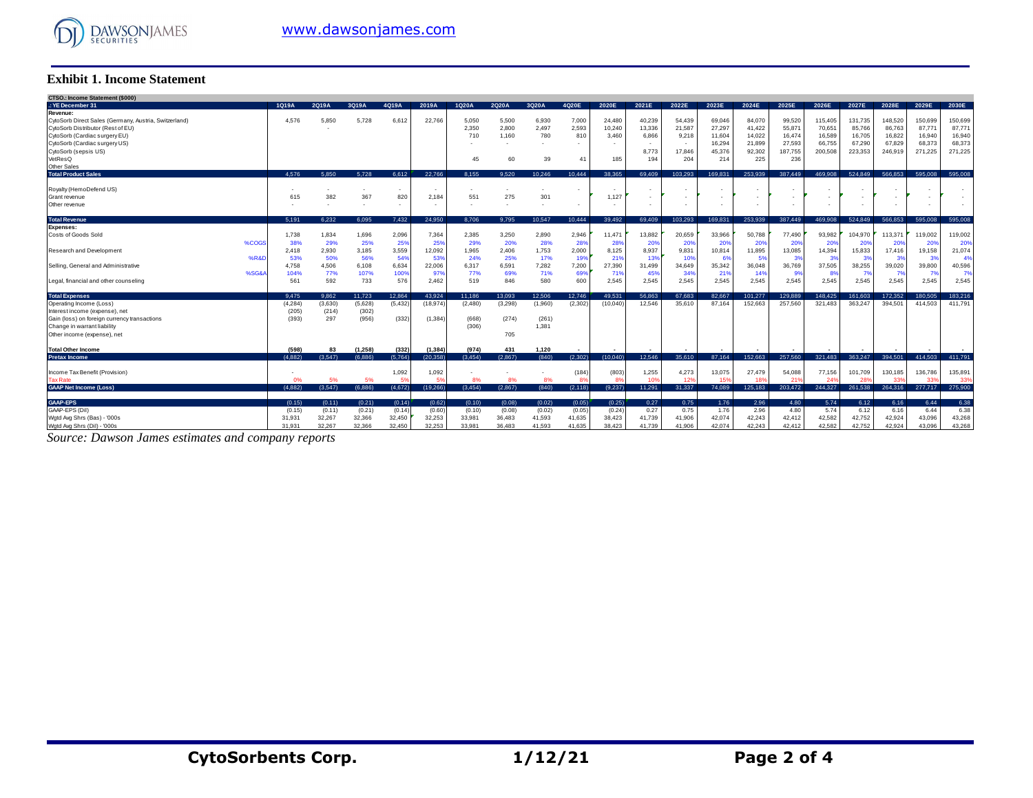# Exhibit 1. Income Statement

| CTSO.: Income Statement ($000) | | | | | | | | | | | | | | | | | | | | | |
|---|---|---|---|---|---|---|---|---|---|---|---|---|---|---|---|---|---|---|---|---|---|
| .: YE December 31 | 1Q19A | 2Q19A | 3Q19A | 4Q19A | 2019A | 1Q20A | 2Q20A | 3Q20A | 4Q20E | 2020E | 2021E | 2022E | 2023E | 2024E | 2025E | 2026E | 2027E | 2028E | 2029E | 2030E |
| **Revenue:** | | | | | | | | | | | | | | | | | | | | |
| CytoSorb Direct Sales (Germany, Austria, Switzerland) | 4,576 | 5,850 | 5,728 | 6,612 | 22,766 | 5,050 | 5,500 | 6,930 | 7,000 | 24,480 | 40,239 | 54,439 | 69,046 | 84,070 | 99,520 | 115,405 | 131,735 | 148,520 | 150,699 | 150,699 |
| CytoSorb Distributor (Rest of EU) | | - | | | | 2,350 | 2,800 | 2,497 | 2,593 | 10,240 | 13,336 | 21,587 | 27,297 | 41,422 | 55,871 | 70,651 | 85,766 | 86,763 | 87,771 | 87,771 |
| CytoSorb (Cardiac surgery EU) | | | | | | 710 | 1,160 | 780 | 810 | 3,460 | 6,866 | 9,218 | 11,604 | 14,022 | 16,474 | 16,589 | 16,705 | 16,822 | 16,940 | 16,940 |
| CytoSorb (Cardiac surgery US) | | | | | | - | - | - | - | - | - | - | 16,294 | 21,899 | 27,593 | 66,755 | 67,290 | 67,829 | 68,373 | 68,373 |
| CytoSorb (sepsis US) | | | | | | | | | | | 8,773 | 17,846 | 45,376 | 92,302 | 187,755 | 200,508 | 223,353 | 246,919 | 271,225 | 271,225 |
| VetResQ | | | | | | 45 | 60 | 39 | 41 | 185 | 194 | 204 | 214 | 225 | 236 | | | | | |
| Other Sales | | | | | | | | | | | | | | | | | | | | |
| **Total Product Sales** | 4,576 | 5,850 | 5,728 | 6,612 | 22,766 | 8,155 | 9,520 | 10,246 | 10,444 | 38,365 | 69,409 | 103,293 | 169,831 | 253,939 | 387,449 | 469,908 | 524,849 | 566,853 | 595,008 | 595,008 |
| Royalty (HemoDefend US) | - | - | - | - | - | - | - | - | - | - | - | - | - | - | - | - | - | - | - | - |
| Grant revenue | 615 | 382 | 367 | 820 | 2,184 | 551 | 275 | 301 | | 1,127 | - | - | - | - | - | - | - | - | - | - |
| Other revenue | - | - | - | - | - | - | - | - | - | - | - | - | - | - | - | - | - | - | - | - |
| **Total Revenue** | 5,191 | 6,232 | 6,095 | 7,432 | 24,950 | 8,706 | 9,795 | 10,547 | 10,444 | 39,492 | 69,409 | 103,293 | 169,831 | 253,939 | 387,449 | 469,908 | 524,849 | 566,853 | 595,008 | 595,008 |
| **Expenses:** | | | | | | | | | | | | | | | | | | | | |
| Costs of Goods Sold | 1,738 | 1,834 | 1,696 | 2,096 | 7,364 | 2,385 | 3,250 | 2,890 | 2,946 | 11,471 | 13,882 | 20,659 | 33,966 | 50,788 | 77,490 | 93,982 | 104,970 | 113,371 | 119,002 | 119,002 |
| %COGS | 38% | 29% | 25% | 25% | 25% | 29% | 20% | 28% | 28% | 28% | 20% | 20% | 20% | 20% | 20% | 20% | 20% | 20% | 20% | 20% |
| Research and Development | 2,418 | 2,930 | 3,185 | 3,559 | 12,092 | 1,965 | 2,406 | 1,753 | 2,000 | 8,125 | 8,937 | 9,831 | 10,814 | 11,895 | 13,085 | 14,394 | 15,833 | 17,416 | 19,158 | 21,074 |
| %R&D | 53% | 50% | 56% | 54% | 53% | 24% | 25% | 17% | 19% | 21% | 13% | 10% | 6% | 5% | 3% | 3% | 3% | 3% | 3% | 4% |
| Selling, General and Administrative | 4,758 | 4,506 | 6,108 | 6,634 | 22,006 | 6,317 | 6,591 | 7,282 | 7,200 | 27,390 | 31,499 | 34,649 | 35,342 | 36,048 | 36,769 | 37,505 | 38,255 | 39,020 | 39,800 | 40,596 |
| %SG&A | 104% | 77% | 107% | 100% | 97% | 77% | 69% | 71% | 69% | 71% | 45% | 34% | 21% | 14% | 9% | 8% | 7% | 7% | 7% | 7% |
| Legal, financial and other counseling | 561 | 592 | 733 | 576 | 2,462 | 519 | 846 | 580 | 600 | 2,545 | 2,545 | 2,545 | 2,545 | 2,545 | 2,545 | 2,545 | 2,545 | 2,545 | 2,545 | 2,545 |
| **Total Expenses** | 9,475 | 9,862 | 11,723 | 12,864 | 43,924 | 11,186 | 13,093 | 12,506 | 12,746 | 49,531 | 56,863 | 67,683 | 82,667 | 101,277 | 129,889 | 148,425 | 161,603 | 172,352 | 180,505 | 183,216 |
| Operating Income (Loss) | (4,284) | (3,630) | (5,628) | (5,432) | (18,974) | (2,480) | (3,298) | (1,960) | (2,302) | (10,040) | 12,546 | 35,610 | 87,164 | 152,663 | 257,560 | 321,483 | 363,247 | 394,501 | 414,503 | 411,791 |
| Interest income (expense), net | (205) | (214) | (302) | | | | | | | | | | | | | | | | | |
| Gain (loss) on foreign currency transactions | (393) | 297 | (956) | (332) | (1,384) | (668) | (274) | (261) | | | | | | | | | | | | |
| Change in warrant liability | | | | | | (306) | | 1,381 | | | | | | | | | | | | |
| Other income (expense), net | | | | | | | 705 | | | | | | | | | | | | | |
| **Total Other Income** | **(598)** | **83** | **(1,258)** | **(332)** | **(1,384)** | **(974)** | **431** | **1,120** | **-** | **-** | **-** | **-** | **-** | **-** | **-** | **-** | **-** | **-** | **-** | **-** |
| **Pretax Income** | (4,882) | (3,547) | (6,886) | (5,764) | (20,358) | (3,454) | (2,867) | (840) | (2,302) | (10,040) | 12,546 | 35,610 | 87,164 | 152,663 | 257,560 | 321,483 | 363,247 | 394,501 | 414,503 | 411,791 |
| Income Tax Benefit (Provision) | - | | | 1,092 | 1,092 | - | - | - | (184) | (803) | 1,255 | 4,273 | 13,075 | 27,479 | 54,088 | 77,156 | 101,709 | 130,185 | 136,786 | 135,891 |
| Tax Rate | 0% | 5% | 5% | 5% | 5% | 8% | 8% | 8% | 8% | 8% | 10% | 12% | 15% | 18% | 21% | 24% | 28% | 33% | 33% | 33% |
| **GAAP Net Income (Loss)** | (4,882) | (3,547) | (6,886) | (4,672) | (19,266) | (3,454) | (2,867) | (840) | (2,118) | (9,237) | 11,291 | 31,337 | 74,089 | 125,183 | 203,472 | 244,327 | 261,538 | 264,316 | 277,717 | 275,900 |
| **GAAP-EPS** | (0.15) | (0.11) | (0.21) | (0.14) | (0.62) | (0.10) | (0.08) | (0.02) | (0.05) | (0.25) | 0.27 | 0.75 | 1.76 | 2.96 | 4.80 | 5.74 | 6.12 | 6.16 | 6.44 | 6.38 |
| GAAP-EPS (Dil) | (0.15) | (0.11) | (0.21) | (0.14) | (0.60) | (0.10) | (0.08) | (0.02) | (0.05) | (0.24) | 0.27 | 0.75 | 1.76 | 2.96 | 4.80 | 5.74 | 6.12 | 6.16 | 6.44 | 6.38 |
| Wgtd Avg Shrs (Bas) - '000s | 31,931 | 32,267 | 32,366 | 32,450 | 32,253 | 33,981 | 36,483 | 41,593 | 41,635 | 38,423 | 41,739 | 41,906 | 42,074 | 42,243 | 42,412 | 42,582 | 42,752 | 42,924 | 43,096 | 43,268 |
| Wgtd Avg Shrs (Dil) - '000s | 31,931 | 32,267 | 32,366 | 32,450 | 32,253 | 33,981 | 36,483 | 41,593 | 41,635 | 38,423 | 41,739 | 41,906 | 42,074 | 42,243 | 42,412 | 42,582 | 42,752 | 42,924 | 43,096 | 43,268 |

*Source: Dawson James estimates and company reports*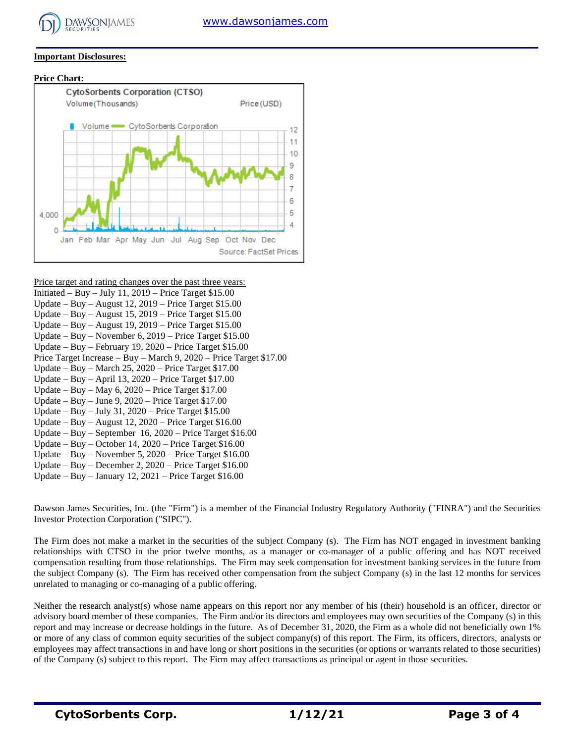**Important Disclosures:**

**Price Chart:**

Price target and rating changes over the past three years:

Initiated – Buy – July 11, 2019 – Price Target $15.00
Update – Buy – August 12, 2019 – Price Target $15.00
Update – Buy – August 15, 2019 – Price Target $15.00
Update – Buy – August 19, 2019 – Price Target $15.00
Update – Buy – November 6, 2019 – Price Target $15.00
Update – Buy – February 19, 2020 – Price Target $15.00
Price Target Increase – Buy – March 9, 2020 – Price Target $17.00
Update – Buy – March 25, 2020 – Price Target $17.00
Update – Buy – April 13, 2020 – Price Target $17.00
Update – Buy – May 6, 2020 – Price Target $17.00
Update – Buy – June 9, 2020 – Price Target $17.00
Update – Buy – July 31, 2020 – Price Target $15.00
Update – Buy – August 12, 2020 – Price Target $16.00
Update – Buy – September 16, 2020 – Price Target $16.00
Update – Buy – October 14, 2020 – Price Target $16.00
Update – Buy – November 5, 2020 – Price Target $16.00
Update – Buy – December 2, 2020 – Price Target $16.00
Update – Buy – January 12, 2021 – Price Target $16.00

Dawson James Securities, Inc. (the "Firm") is a member of the Financial Industry Regulatory Authority ("FINRA") and the Securities Investor Protection Corporation ("SIPC").

The Firm does not make a market in the securities of the subject Company (s). The Firm has NOT engaged in investment banking relationships with CTSO in the prior twelve months, as a manager or co-manager of a public offering and has NOT received compensation resulting from those relationships. The Firm may seek compensation for investment banking services in the future from the subject Company (s). The Firm has received other compensation from the subject Company (s) in the last 12 months for services unrelated to managing or co-managing of a public offering.

Neither the research analyst(s) whose name appears on this report nor any member of his (their) household is an officer, director or advisory board member of these companies. The Firm and/or its directors and employees may own securities of the Company (s) in this report and may increase or decrease holdings in the future. As of December 31, 2020, the Firm as a whole did not beneficially own 1% or more of any class of common equity securities of the subject company(s) of this report. The Firm, its officers, directors, analysts or employees may affect transactions in and have long or short positions in the securities (or options or warrants related to those securities) of the Company (s) subject to this report. The Firm may affect transactions as principal or agent in those securities.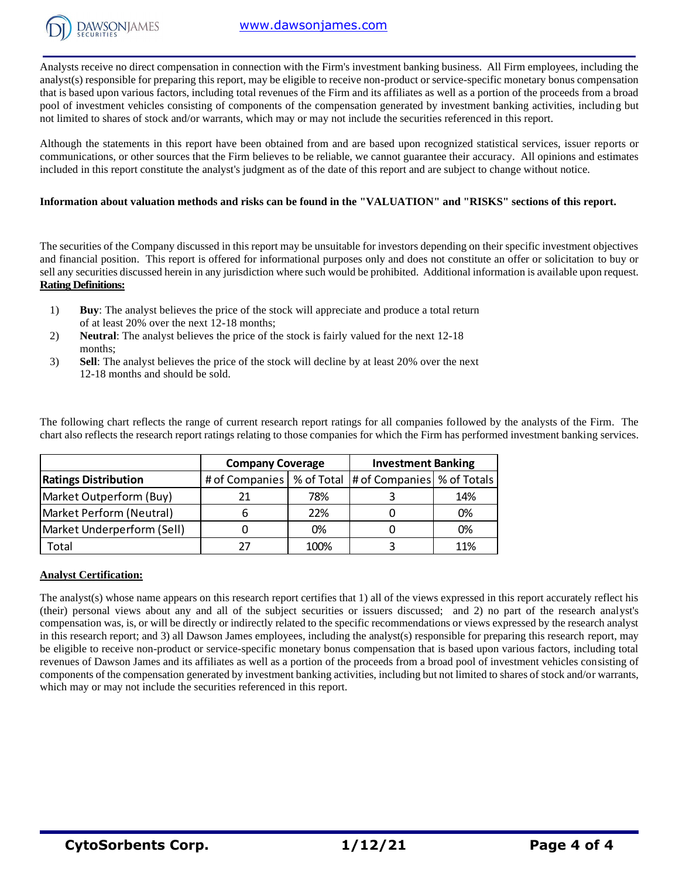Analysts receive no direct compensation in connection with the Firm's investment banking business. All Firm employees, including the analyst(s) responsible for preparing this report, may be eligible to receive non-product or service-specific monetary bonus compensation that is based upon various factors, including total revenues of the Firm and its affiliates as well as a portion of the proceeds from a broad pool of investment vehicles consisting of components of the compensation generated by investment banking activities, including but not limited to shares of stock and/or warrants, which may or may not include the securities referenced in this report.

Although the statements in this report have been obtained from and are based upon recognized statistical services, issuer reports or communications, or other sources that the Firm believes to be reliable, we cannot guarantee their accuracy. All opinions and estimates included in this report constitute the analyst's judgment as of the date of this report and are subject to change without notice.

**Information about valuation methods and risks can be found in the "VALUATION" and "RISKS" sections of this report.**

The securities of the Company discussed in this report may be unsuitable for investors depending on their specific investment objectives and financial position. This report is offered for informational purposes only and does not constitute an offer or solicitation to buy or sell any securities discussed herein in any jurisdiction where such would be prohibited. Additional information is available upon request.

**Rating Definitions:**

1) **Buy**: The analyst believes the price of the stock will appreciate and produce a total return of at least 20% over the next 12-18 months;
2) **Neutral**: The analyst believes the price of the stock is fairly valued for the next 12-18 months;
3) **Sell**: The analyst believes the price of the stock will decline by at least 20% over the next 12-18 months and should be sold.

The following chart reflects the range of current research report ratings for all companies followed by the analysts of the Firm. The chart also reflects the research report ratings relating to those companies for which the Firm has performed investment banking services.

| | Company Coverage | | Investment Banking | |
|---|---|---|---|---|
| **Ratings Distribution** | # of Companies | % of Total | # of Companies | % of Totals |
| Market Outperform (Buy) | 21 | 78% | 3 | 14% |
| Market Perform (Neutral) | 6 | 22% | 0 | 0% |
| Market Underperform (Sell) | 0 | 0% | 0 | 0% |
| Total | 27 | 100% | 3 | 11% |

**Analyst Certification:**

The analyst(s) whose name appears on this research report certifies that 1) all of the views expressed in this report accurately reflect his (their) personal views about any and all of the subject securities or issuers discussed; and 2) no part of the research analyst's compensation was, is, or will be directly or indirectly related to the specific recommendations or views expressed by the research analyst in this research report; and 3) all Dawson James employees, including the analyst(s) responsible for preparing this research report, may be eligible to receive non-product or service-specific monetary bonus compensation that is based upon various factors, including total revenues of Dawson James and its affiliates as well as a portion of the proceeds from a broad pool of investment vehicles consisting of components of the compensation generated by investment banking activities, including but not limited to shares of stock and/or warrants, which may or may not include the securities referenced in this report.